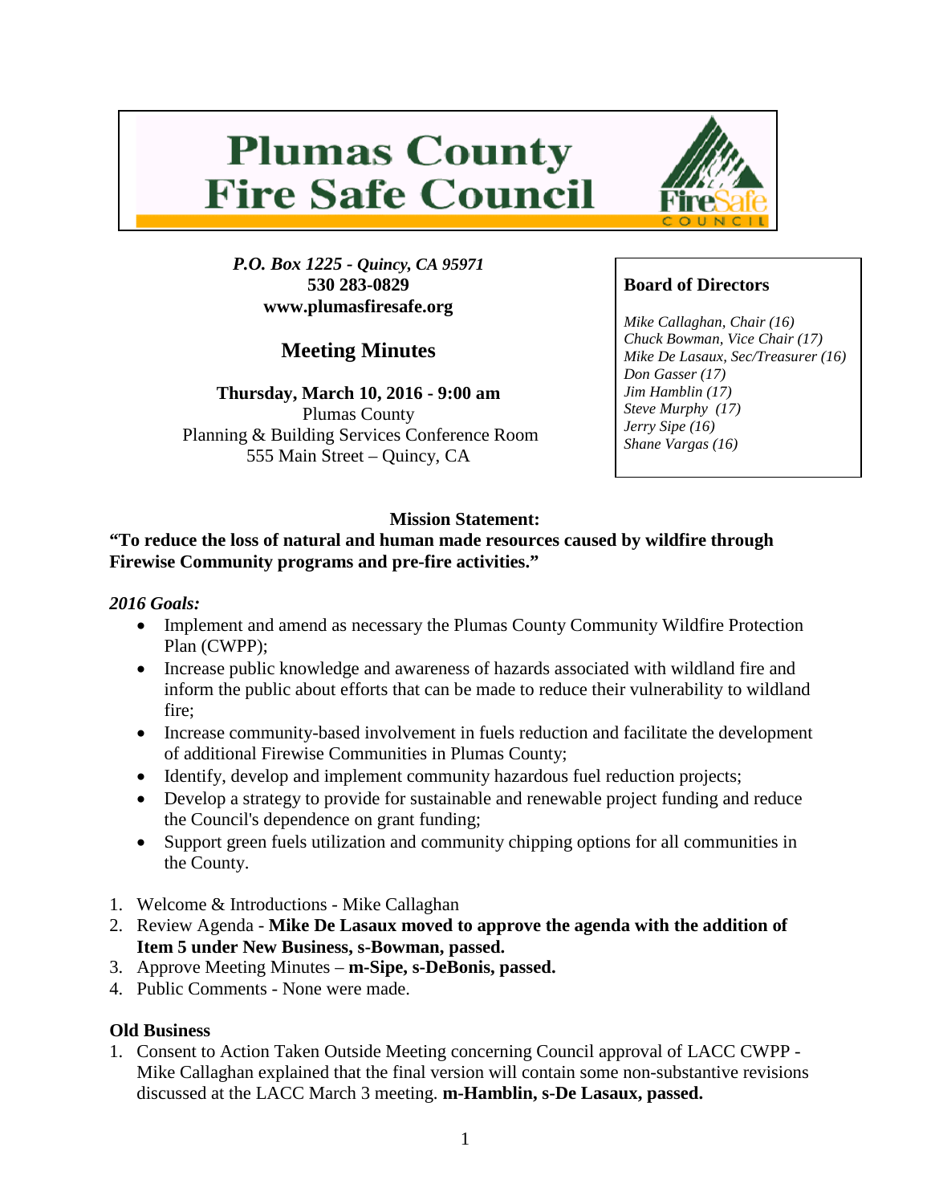# Plumas County Fire Safe Council

*P.O. Box 1225 - Quincy, CA 95971*
**530 283-0829**
**www.plumasfiresafe.org**

## Meeting Minutes

**Thursday, March 10, 2016 - 9:00 am**
Plumas County
Planning & Building Services Conference Room
555 Main Street – Quincy, CA

**Board of Directors**

*Mike Callaghan, Chair (16)*
*Chuck Bowman, Vice Chair (17)*
*Mike De Lasaux, Sec/Treasurer (16)*
*Don Gasser (17)*
*Jim Hamblin (17)*
*Steve Murphy (17)*
*Jerry Sipe (16)*
*Shane Vargas (16)*

**Mission Statement:**
**"To reduce the loss of natural and human made resources caused by wildfire through Firewise Community programs and pre-fire activities."**

***2016 Goals:***

- Implement and amend as necessary the Plumas County Community Wildfire Protection Plan (CWPP);
- Increase public knowledge and awareness of hazards associated with wildland fire and inform the public about efforts that can be made to reduce their vulnerability to wildland fire;
- Increase community-based involvement in fuels reduction and facilitate the development of additional Firewise Communities in Plumas County;
- Identify, develop and implement community hazardous fuel reduction projects;
- Develop a strategy to provide for sustainable and renewable project funding and reduce the Council's dependence on grant funding;
- Support green fuels utilization and community chipping options for all communities in the County.

1. Welcome & Introductions - Mike Callaghan
2. Review Agenda - **Mike De Lasaux moved to approve the agenda with the addition of Item 5 under New Business, s-Bowman, passed.**
3. Approve Meeting Minutes – **m-Sipe, s-DeBonis, passed.**
4. Public Comments - None were made.

**Old Business**

1. Consent to Action Taken Outside Meeting concerning Council approval of LACC CWPP - Mike Callaghan explained that the final version will contain some non-substantive revisions discussed at the LACC March 3 meeting. **m-Hamblin, s-De Lasaux, passed.**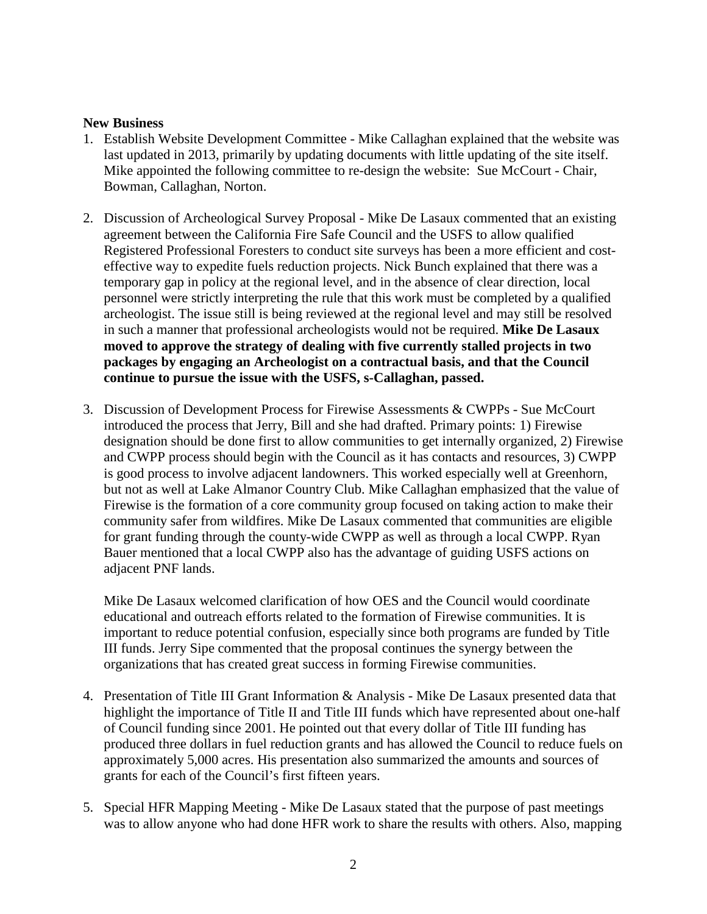**New Business**

1. Establish Website Development Committee - Mike Callaghan explained that the website was last updated in 2013, primarily by updating documents with little updating of the site itself. Mike appointed the following committee to re-design the website: Sue McCourt - Chair, Bowman, Callaghan, Norton.

2. Discussion of Archeological Survey Proposal - Mike De Lasaux commented that an existing agreement between the California Fire Safe Council and the USFS to allow qualified Registered Professional Foresters to conduct site surveys has been a more efficient and cost-effective way to expedite fuels reduction projects. Nick Bunch explained that there was a temporary gap in policy at the regional level, and in the absence of clear direction, local personnel were strictly interpreting the rule that this work must be completed by a qualified archeologist. The issue still is being reviewed at the regional level and may still be resolved in such a manner that professional archeologists would not be required. **Mike De Lasaux moved to approve the strategy of dealing with five currently stalled projects in two packages by engaging an Archeologist on a contractual basis, and that the Council continue to pursue the issue with the USFS, s-Callaghan, passed.**

3. Discussion of Development Process for Firewise Assessments & CWPPs - Sue McCourt introduced the process that Jerry, Bill and she had drafted. Primary points: 1) Firewise designation should be done first to allow communities to get internally organized, 2) Firewise and CWPP process should begin with the Council as it has contacts and resources, 3) CWPP is good process to involve adjacent landowners. This worked especially well at Greenhorn, but not as well at Lake Almanor Country Club. Mike Callaghan emphasized that the value of Firewise is the formation of a core community group focused on taking action to make their community safer from wildfires. Mike De Lasaux commented that communities are eligible for grant funding through the county-wide CWPP as well as through a local CWPP. Ryan Bauer mentioned that a local CWPP also has the advantage of guiding USFS actions on adjacent PNF lands.

   Mike De Lasaux welcomed clarification of how OES and the Council would coordinate educational and outreach efforts related to the formation of Firewise communities. It is important to reduce potential confusion, especially since both programs are funded by Title III funds. Jerry Sipe commented that the proposal continues the synergy between the organizations that has created great success in forming Firewise communities.

4. Presentation of Title III Grant Information & Analysis - Mike De Lasaux presented data that highlight the importance of Title II and Title III funds which have represented about one-half of Council funding since 2001. He pointed out that every dollar of Title III funding has produced three dollars in fuel reduction grants and has allowed the Council to reduce fuels on approximately 5,000 acres. His presentation also summarized the amounts and sources of grants for each of the Council's first fifteen years.

5. Special HFR Mapping Meeting - Mike De Lasaux stated that the purpose of past meetings was to allow anyone who had done HFR work to share the results with others. Also, mapping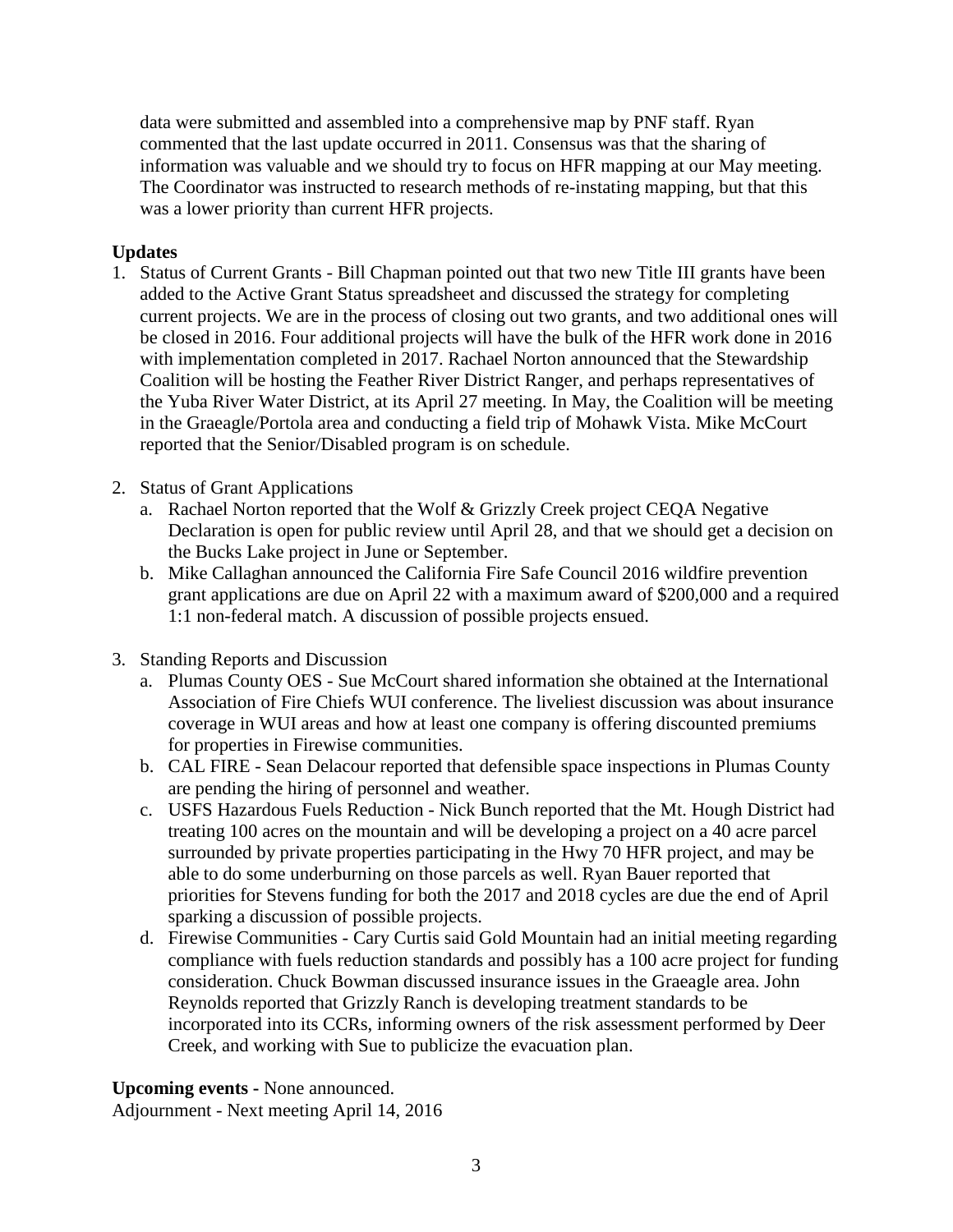data were submitted and assembled into a comprehensive map by PNF staff. Ryan commented that the last update occurred in 2011. Consensus was that the sharing of information was valuable and we should try to focus on HFR mapping at our May meeting. The Coordinator was instructed to research methods of re-instating mapping, but that this was a lower priority than current HFR projects.

**Updates**

1. Status of Current Grants - Bill Chapman pointed out that two new Title III grants have been added to the Active Grant Status spreadsheet and discussed the strategy for completing current projects. We are in the process of closing out two grants, and two additional ones will be closed in 2016. Four additional projects will have the bulk of the HFR work done in 2016 with implementation completed in 2017. Rachael Norton announced that the Stewardship Coalition will be hosting the Feather River District Ranger, and perhaps representatives of the Yuba River Water District, at its April 27 meeting. In May, the Coalition will be meeting in the Graeagle/Portola area and conducting a field trip of Mohawk Vista. Mike McCourt reported that the Senior/Disabled program is on schedule.

2. Status of Grant Applications
   a. Rachael Norton reported that the Wolf & Grizzly Creek project CEQA Negative Declaration is open for public review until April 28, and that we should get a decision on the Bucks Lake project in June or September.
   b. Mike Callaghan announced the California Fire Safe Council 2016 wildfire prevention grant applications are due on April 22 with a maximum award of $200,000 and a required 1:1 non-federal match. A discussion of possible projects ensued.

3. Standing Reports and Discussion
   a. Plumas County OES - Sue McCourt shared information she obtained at the International Association of Fire Chiefs WUI conference. The liveliest discussion was about insurance coverage in WUI areas and how at least one company is offering discounted premiums for properties in Firewise communities.
   b. CAL FIRE - Sean Delacour reported that defensible space inspections in Plumas County are pending the hiring of personnel and weather.
   c. USFS Hazardous Fuels Reduction - Nick Bunch reported that the Mt. Hough District had treating 100 acres on the mountain and will be developing a project on a 40 acre parcel surrounded by private properties participating in the Hwy 70 HFR project, and may be able to do some underburning on those parcels as well. Ryan Bauer reported that priorities for Stevens funding for both the 2017 and 2018 cycles are due the end of April sparking a discussion of possible projects.
   d. Firewise Communities - Cary Curtis said Gold Mountain had an initial meeting regarding compliance with fuels reduction standards and possibly has a 100 acre project for funding consideration. Chuck Bowman discussed insurance issues in the Graeagle area. John Reynolds reported that Grizzly Ranch is developing treatment standards to be incorporated into its CCRs, informing owners of the risk assessment performed by Deer Creek, and working with Sue to publicize the evacuation plan.

**Upcoming events** - None announced.
Adjournment - Next meeting April 14, 2016